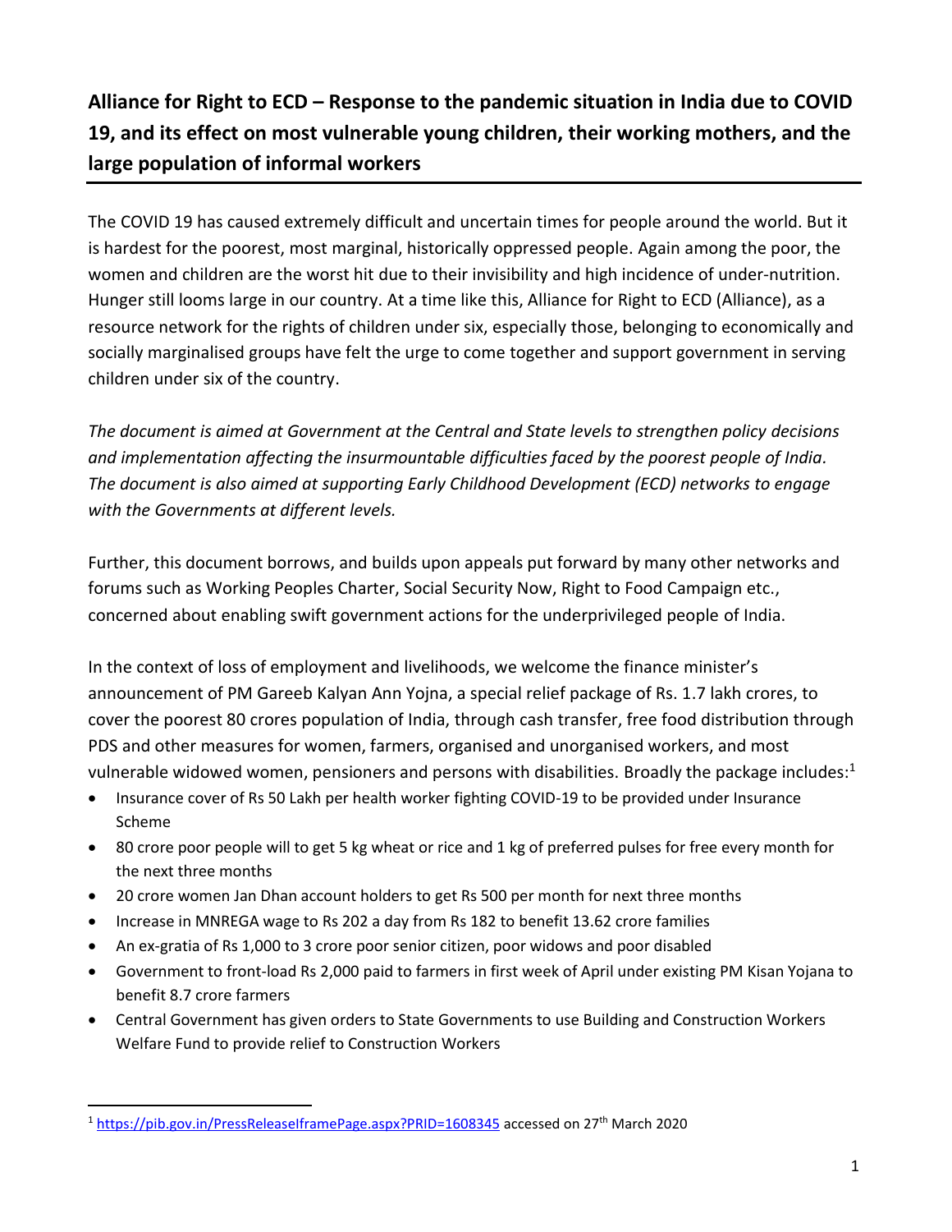# Alliance for Right to ECD – Response to the pandemic situation in India due to COVID 19, and its effect on most vulnerable young children, their working mothers, and the large population of informal workers

The COVID 19 has caused extremely difficult and uncertain times for people around the world. But it is hardest for the poorest, most marginal, historically oppressed people. Again among the poor, the women and children are the worst hit due to their invisibility and high incidence of under-nutrition. Hunger still looms large in our country. At a time like this, Alliance for Right to ECD (Alliance), as a resource network for the rights of children under six, especially those, belonging to economically and socially marginalised groups have felt the urge to come together and support government in serving children under six of the country.

*The document is aimed at Government at the Central and State levels to strengthen policy decisions and implementation affecting the insurmountable difficulties faced by the poorest people of India. The document is also aimed at supporting Early Childhood Development (ECD) networks to engage with the Governments at different levels.*

Further, this document borrows, and builds upon appeals put forward by many other networks and forums such as Working Peoples Charter, Social Security Now, Right to Food Campaign etc., concerned about enabling swift government actions for the underprivileged people of India.

In the context of loss of employment and livelihoods, we welcome the finance minister's announcement of PM Gareeb Kalyan Ann Yojna, a special relief package of Rs. 1.7 lakh crores, to cover the poorest 80 crores population of India, through cash transfer, free food distribution through PDS and other measures for women, farmers, organised and unorganised workers, and most vulnerable widowed women, pensioners and persons with disabilities. Broadly the package includes:[1]

- Insurance cover of Rs 50 Lakh per health worker fighting COVID-19 to be provided under Insurance Scheme
- 80 crore poor people will to get 5 kg wheat or rice and 1 kg of preferred pulses for free every month for the next three months
- 20 crore women Jan Dhan account holders to get Rs 500 per month for next three months
- Increase in MNREGA wage to Rs 202 a day from Rs 182 to benefit 13.62 crore families
- An ex-gratia of Rs 1,000 to 3 crore poor senior citizen, poor widows and poor disabled
- Government to front-load Rs 2,000 paid to farmers in first week of April under existing PM Kisan Yojana to benefit 8.7 crore farmers
- Central Government has given orders to State Governments to use Building and Construction Workers Welfare Fund to provide relief to Construction Workers

[1] https://pib.gov.in/PressReleaseIframePage.aspx?PRID=1608345 accessed on 27th March 2020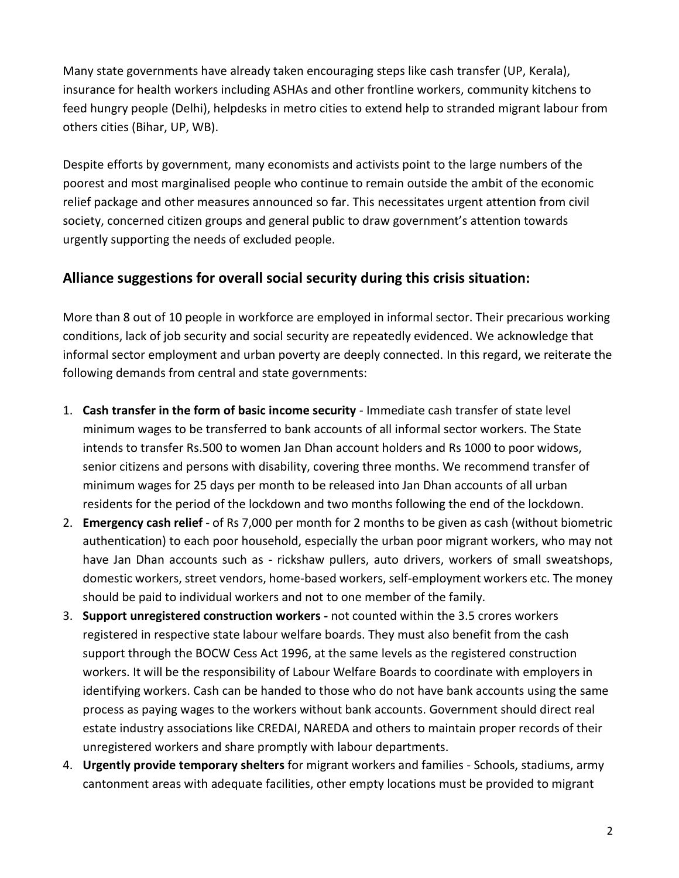Many state governments have already taken encouraging steps like cash transfer (UP, Kerala), insurance for health workers including ASHAs and other frontline workers, community kitchens to feed hungry people (Delhi), helpdesks in metro cities to extend help to stranded migrant labour from others cities (Bihar, UP, WB).

Despite efforts by government, many economists and activists point to the large numbers of the poorest and most marginalised people who continue to remain outside the ambit of the economic relief package and other measures announced so far. This necessitates urgent attention from civil society, concerned citizen groups and general public to draw government's attention towards urgently supporting the needs of excluded people.

## Alliance suggestions for overall social security during this crisis situation:

More than 8 out of 10 people in workforce are employed in informal sector. Their precarious working conditions, lack of job security and social security are repeatedly evidenced. We acknowledge that informal sector employment and urban poverty are deeply connected. In this regard, we reiterate the following demands from central and state governments:

1. **Cash transfer in the form of basic income security** - Immediate cash transfer of state level minimum wages to be transferred to bank accounts of all informal sector workers. The State intends to transfer Rs.500 to women Jan Dhan account holders and Rs 1000 to poor widows, senior citizens and persons with disability, covering three months. We recommend transfer of minimum wages for 25 days per month to be released into Jan Dhan accounts of all urban residents for the period of the lockdown and two months following the end of the lockdown.
2. **Emergency cash relief** - of Rs 7,000 per month for 2 months to be given as cash (without biometric authentication) to each poor household, especially the urban poor migrant workers, who may not have Jan Dhan accounts such as - rickshaw pullers, auto drivers, workers of small sweatshops, domestic workers, street vendors, home-based workers, self-employment workers etc. The money should be paid to individual workers and not to one member of the family.
3. **Support unregistered construction workers -** not counted within the 3.5 crores workers registered in respective state labour welfare boards. They must also benefit from the cash support through the BOCW Cess Act 1996, at the same levels as the registered construction workers. It will be the responsibility of Labour Welfare Boards to coordinate with employers in identifying workers. Cash can be handed to those who do not have bank accounts using the same process as paying wages to the workers without bank accounts. Government should direct real estate industry associations like CREDAI, NAREDA and others to maintain proper records of their unregistered workers and share promptly with labour departments.
4. **Urgently provide temporary shelters** for migrant workers and families - Schools, stadiums, army cantonment areas with adequate facilities, other empty locations must be provided to migrant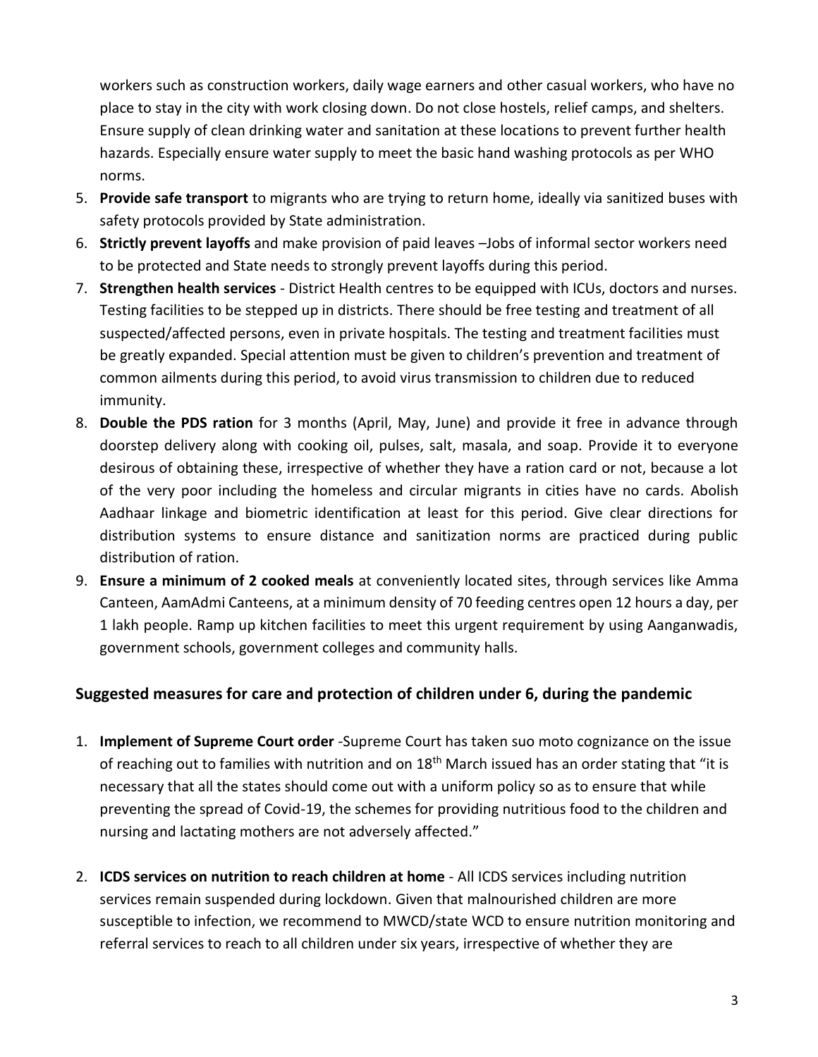workers such as construction workers, daily wage earners and other casual workers, who have no place to stay in the city with work closing down. Do not close hostels, relief camps, and shelters. Ensure supply of clean drinking water and sanitation at these locations to prevent further health hazards. Especially ensure water supply to meet the basic hand washing protocols as per WHO norms.

5. **Provide safe transport** to migrants who are trying to return home, ideally via sanitized buses with safety protocols provided by State administration.
6. **Strictly prevent layoffs** and make provision of paid leaves –Jobs of informal sector workers need to be protected and State needs to strongly prevent layoffs during this period.
7. **Strengthen health services** - District Health centres to be equipped with ICUs, doctors and nurses. Testing facilities to be stepped up in districts. There should be free testing and treatment of all suspected/affected persons, even in private hospitals. The testing and treatment facilities must be greatly expanded. Special attention must be given to children's prevention and treatment of common ailments during this period, to avoid virus transmission to children due to reduced immunity.
8. **Double the PDS ration** for 3 months (April, May, June) and provide it free in advance through doorstep delivery along with cooking oil, pulses, salt, masala, and soap. Provide it to everyone desirous of obtaining these, irrespective of whether they have a ration card or not, because a lot of the very poor including the homeless and circular migrants in cities have no cards. Abolish Aadhaar linkage and biometric identification at least for this period. Give clear directions for distribution systems to ensure distance and sanitization norms are practiced during public distribution of ration.
9. **Ensure a minimum of 2 cooked meals** at conveniently located sites, through services like Amma Canteen, AamAdmi Canteens, at a minimum density of 70 feeding centres open 12 hours a day, per 1 lakh people. Ramp up kitchen facilities to meet this urgent requirement by using Aanganwadis, government schools, government colleges and community halls.

## Suggested measures for care and protection of children under 6, during the pandemic

1. **Implement of Supreme Court order** -Supreme Court has taken suo moto cognizance on the issue of reaching out to families with nutrition and on 18th March issued has an order stating that "it is necessary that all the states should come out with a uniform policy so as to ensure that while preventing the spread of Covid-19, the schemes for providing nutritious food to the children and nursing and lactating mothers are not adversely affected."

2. **ICDS services on nutrition to reach children at home** - All ICDS services including nutrition services remain suspended during lockdown. Given that malnourished children are more susceptible to infection, we recommend to MWCD/state WCD to ensure nutrition monitoring and referral services to reach to all children under six years, irrespective of whether they are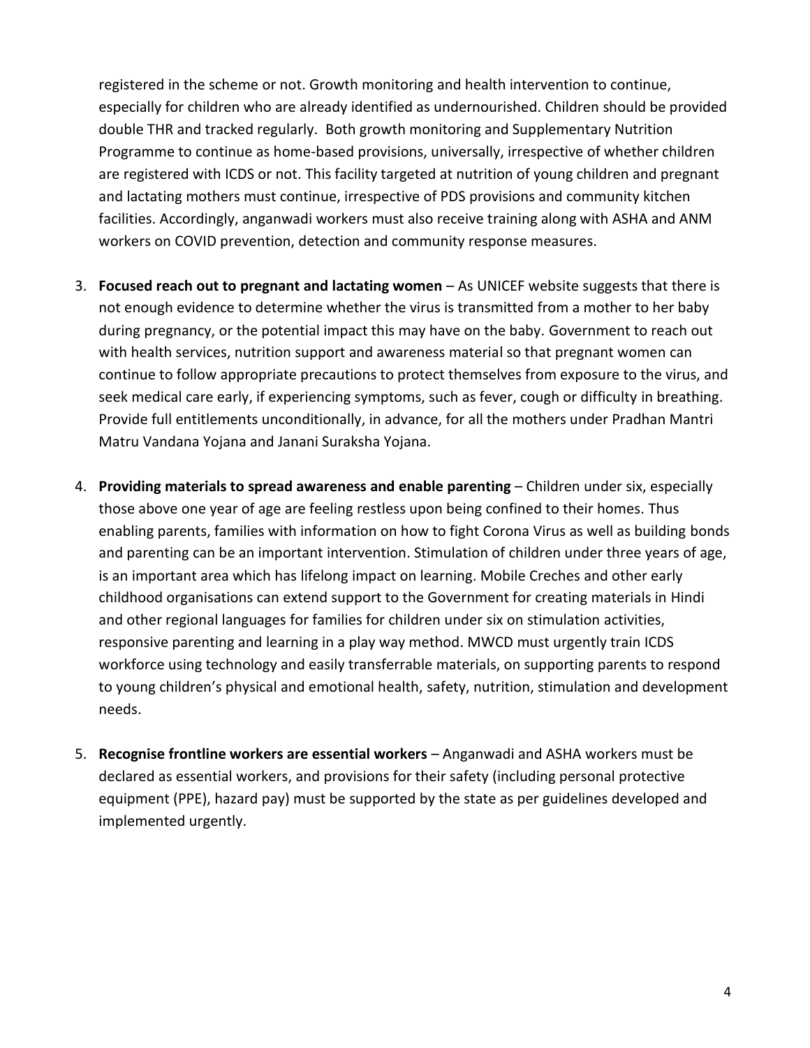registered in the scheme or not. Growth monitoring and health intervention to continue, especially for children who are already identified as undernourished. Children should be provided double THR and tracked regularly.  Both growth monitoring and Supplementary Nutrition Programme to continue as home-based provisions, universally, irrespective of whether children are registered with ICDS or not. This facility targeted at nutrition of young children and pregnant and lactating mothers must continue, irrespective of PDS provisions and community kitchen facilities. Accordingly, anganwadi workers must also receive training along with ASHA and ANM workers on COVID prevention, detection and community response measures.

3. **Focused reach out to pregnant and lactating women** – As UNICEF website suggests that there is not enough evidence to determine whether the virus is transmitted from a mother to her baby during pregnancy, or the potential impact this may have on the baby. Government to reach out with health services, nutrition support and awareness material so that pregnant women can continue to follow appropriate precautions to protect themselves from exposure to the virus, and seek medical care early, if experiencing symptoms, such as fever, cough or difficulty in breathing. Provide full entitlements unconditionally, in advance, for all the mothers under Pradhan Mantri Matru Vandana Yojana and Janani Suraksha Yojana.

4. **Providing materials to spread awareness and enable parenting** – Children under six, especially those above one year of age are feeling restless upon being confined to their homes. Thus enabling parents, families with information on how to fight Corona Virus as well as building bonds and parenting can be an important intervention. Stimulation of children under three years of age, is an important area which has lifelong impact on learning. Mobile Creches and other early childhood organisations can extend support to the Government for creating materials in Hindi and other regional languages for families for children under six on stimulation activities, responsive parenting and learning in a play way method. MWCD must urgently train ICDS workforce using technology and easily transferrable materials, on supporting parents to respond to young children's physical and emotional health, safety, nutrition, stimulation and development needs.

5. **Recognise frontline workers are essential workers** – Anganwadi and ASHA workers must be declared as essential workers, and provisions for their safety (including personal protective equipment (PPE), hazard pay) must be supported by the state as per guidelines developed and implemented urgently.